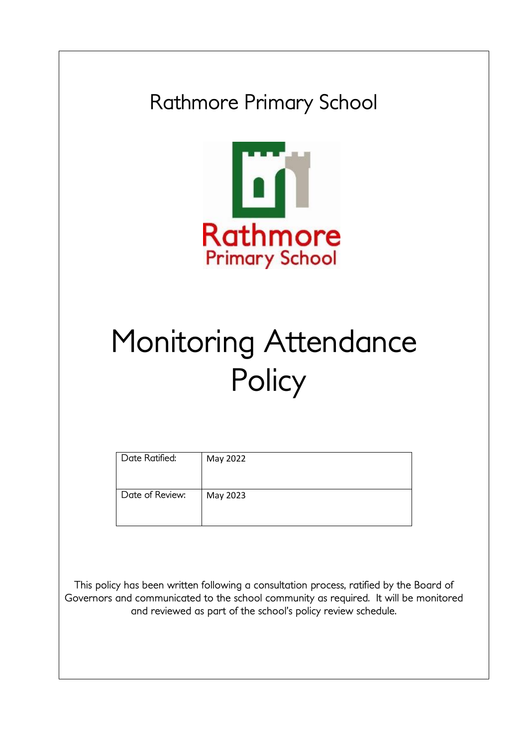Rathmore Primary School

Rathmore
Primary School

# Monitoring Attendance Policy

| Date Ratified: | May 2022 |
| --- | --- |
| Date of Review: | May 2023 |

This policy has been written following a consultation process, ratified by the Board of Governors and communicated to the school community as required. It will be monitored and reviewed as part of the school's policy review schedule.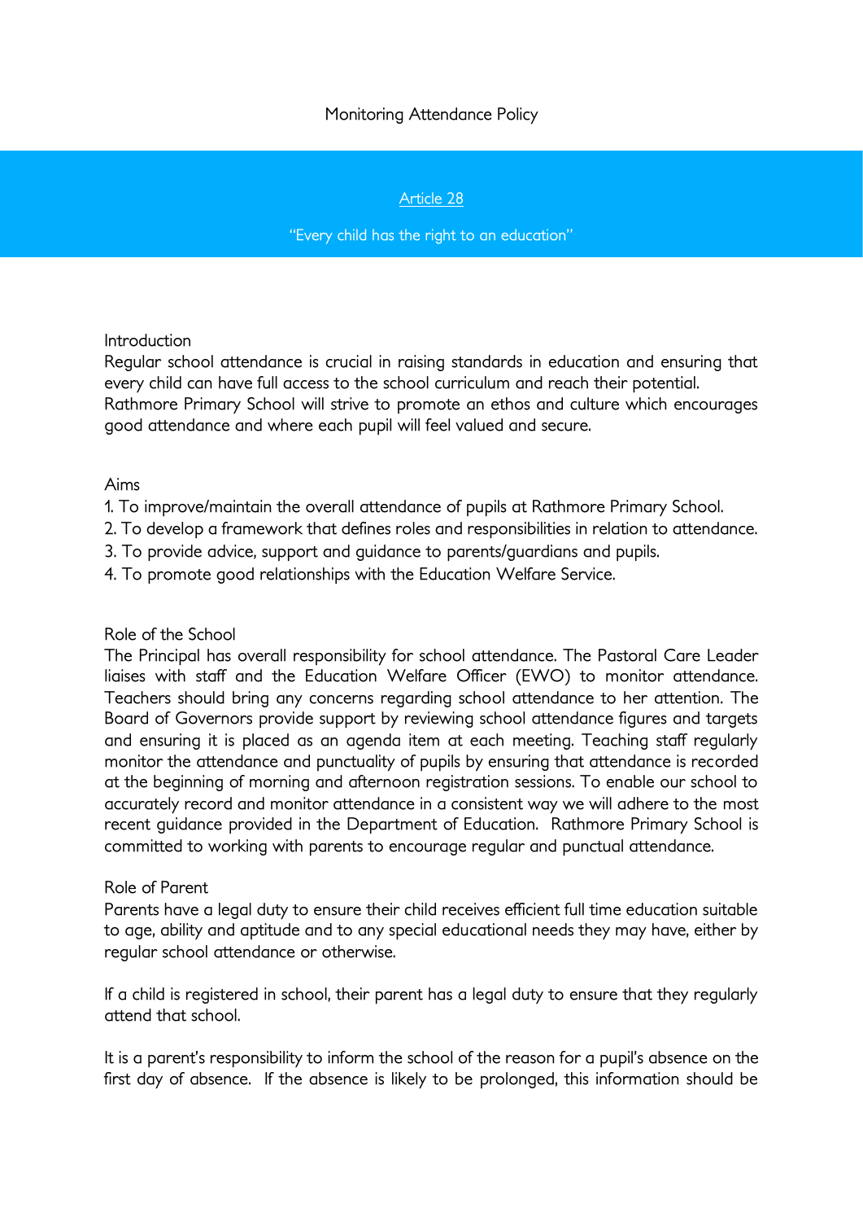# Monitoring Attendance Policy

## Article 28

"Every child has the right to an education"

## Introduction

Regular school attendance is crucial in raising standards in education and ensuring that every child can have full access to the school curriculum and reach their potential. Rathmore Primary School will strive to promote an ethos and culture which encourages good attendance and where each pupil will feel valued and secure.

## Aims

1. To improve/maintain the overall attendance of pupils at Rathmore Primary School.
2. To develop a framework that defines roles and responsibilities in relation to attendance.
3. To provide advice, support and guidance to parents/guardians and pupils.
4. To promote good relationships with the Education Welfare Service.

## Role of the School

The Principal has overall responsibility for school attendance. The Pastoral Care Leader liaises with staff and the Education Welfare Officer (EWO) to monitor attendance. Teachers should bring any concerns regarding school attendance to her attention. The Board of Governors provide support by reviewing school attendance figures and targets and ensuring it is placed as an agenda item at each meeting. Teaching staff regularly monitor the attendance and punctuality of pupils by ensuring that attendance is recorded at the beginning of morning and afternoon registration sessions. To enable our school to accurately record and monitor attendance in a consistent way we will adhere to the most recent guidance provided in the Department of Education. Rathmore Primary School is committed to working with parents to encourage regular and punctual attendance.

## Role of Parent

Parents have a legal duty to ensure their child receives efficient full time education suitable to age, ability and aptitude and to any special educational needs they may have, either by regular school attendance or otherwise.

If a child is registered in school, their parent has a legal duty to ensure that they regularly attend that school.

It is a parent's responsibility to inform the school of the reason for a pupil's absence on the first day of absence. If the absence is likely to be prolonged, this information should be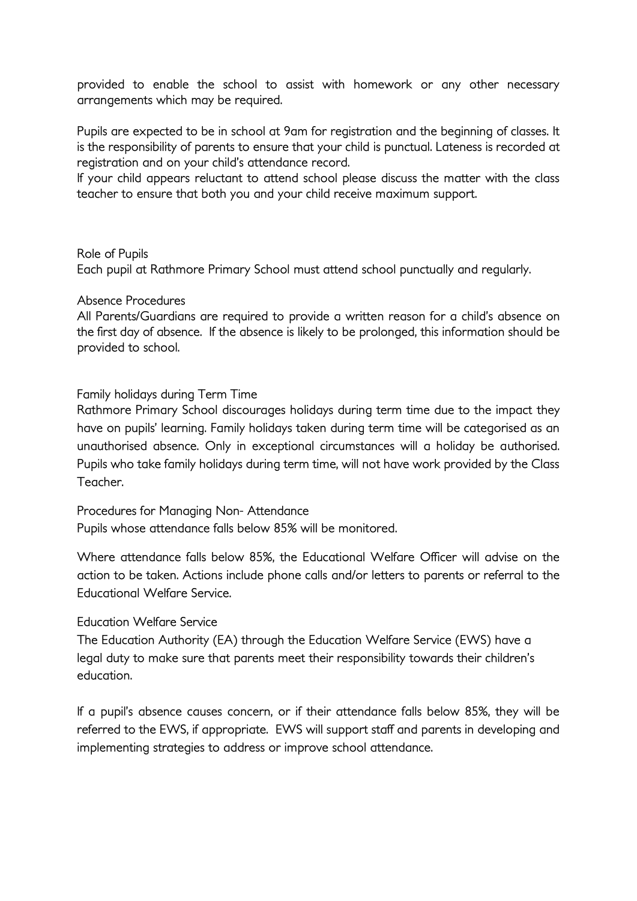provided to enable the school to assist with homework or any other necessary arrangements which may be required.

Pupils are expected to be in school at 9am for registration and the beginning of classes. It is the responsibility of parents to ensure that your child is punctual. Lateness is recorded at registration and on your child's attendance record.
If your child appears reluctant to attend school please discuss the matter with the class teacher to ensure that both you and your child receive maximum support.

## Role of Pupils

Each pupil at Rathmore Primary School must attend school punctually and regularly.

## Absence Procedures

All Parents/Guardians are required to provide a written reason for a child's absence on the first day of absence. If the absence is likely to be prolonged, this information should be provided to school.

## Family holidays during Term Time

Rathmore Primary School discourages holidays during term time due to the impact they have on pupils' learning. Family holidays taken during term time will be categorised as an unauthorised absence. Only in exceptional circumstances will a holiday be authorised. Pupils who take family holidays during term time, will not have work provided by the Class Teacher.

## Procedures for Managing Non- Attendance

Pupils whose attendance falls below 85% will be monitored.

Where attendance falls below 85%, the Educational Welfare Officer will advise on the action to be taken. Actions include phone calls and/or letters to parents or referral to the Educational Welfare Service.

## Education Welfare Service

The Education Authority (EA) through the Education Welfare Service (EWS) have a legal duty to make sure that parents meet their responsibility towards their children's education.

If a pupil's absence causes concern, or if their attendance falls below 85%, they will be referred to the EWS, if appropriate. EWS will support staff and parents in developing and implementing strategies to address or improve school attendance.